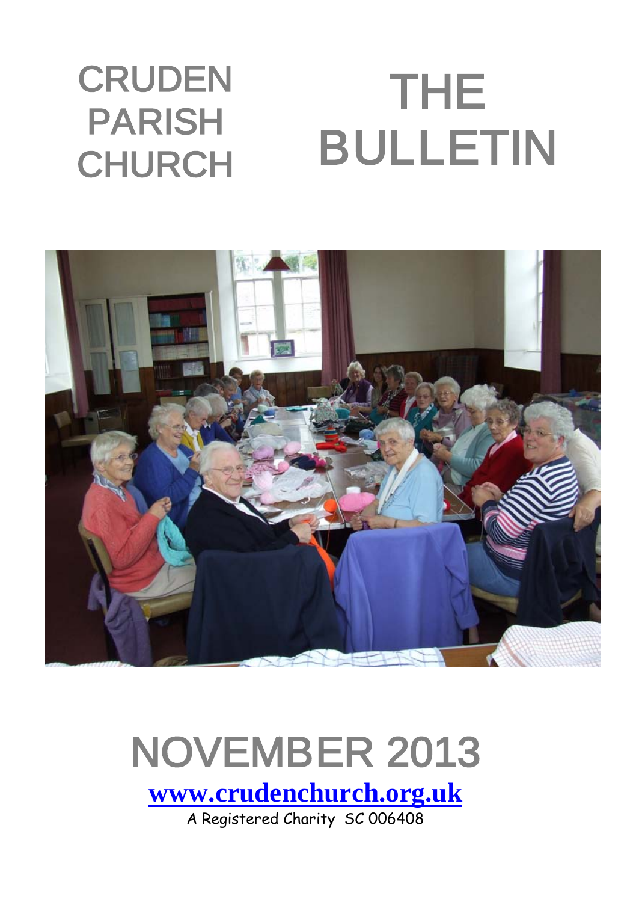# CRUDEN PARISH CHURCH

# THE BULLETIN

# NOVEMBER 2013

**www.crudenchurch.org.uk**

A Registered Charity SC 006408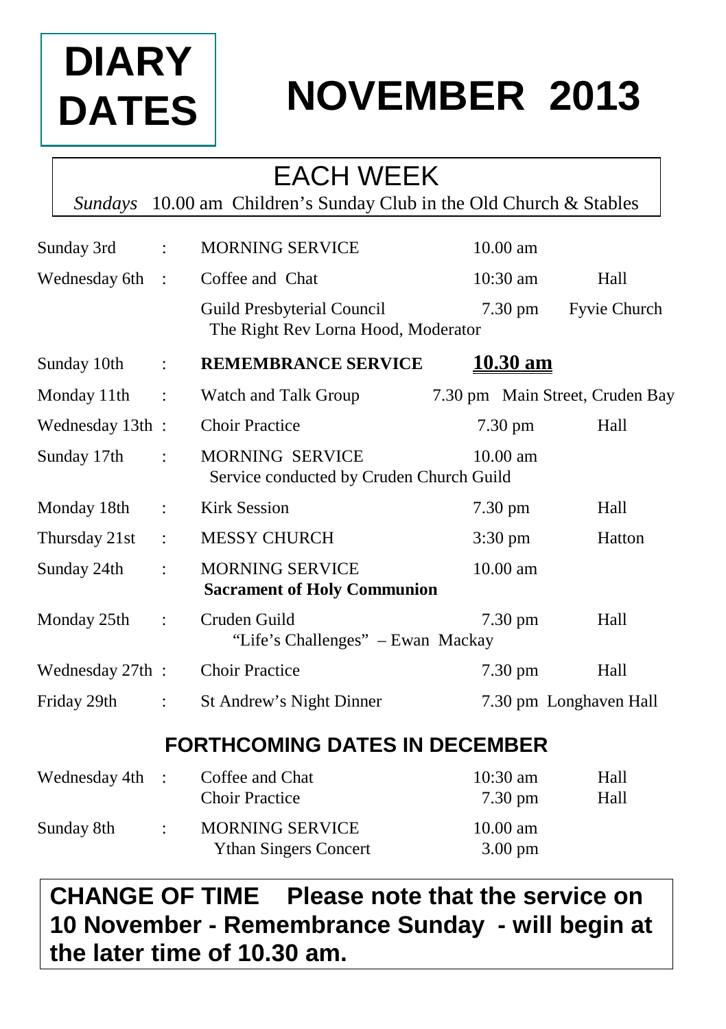# DIARY DATES

# NOVEMBER 2013

## EACH WEEK

*Sundays* 10.00 am Children's Sunday Club in the Old Church & Stables

| | | | | |
|---|---|---|---|---|
| Sunday 3rd | : | MORNING SERVICE | 10.00 am | |
| Wednesday 6th | : | Coffee and Chat | 10:30 am | Hall |
| | | Guild Presbyterial Council<br>The Right Rev Lorna Hood, Moderator | 7.30 pm | Fyvie Church |
| Sunday 10th | : | **REMEMBRANCE SERVICE** | **<u>10.30 am</u>** | |
| Monday 11th | : | Watch and Talk Group | 7.30 pm | Main Street, Cruden Bay |
| Wednesday 13th | : | Choir Practice | 7.30 pm | Hall |
| Sunday 17th | : | MORNING SERVICE<br>Service conducted by Cruden Church Guild | 10.00 am | |
| Monday 18th | : | Kirk Session | 7.30 pm | Hall |
| Thursday 21st | : | MESSY CHURCH | 3:30 pm | Hatton |
| Sunday 24th | : | MORNING SERVICE<br>**Sacrament of Holy Communion** | 10.00 am | |
| Monday 25th | : | Cruden Guild<br>"Life's Challenges" – Ewan Mackay | 7.30 pm | Hall |
| Wednesday 27th | : | Choir Practice | 7.30 pm | Hall |
| Friday 29th | : | St Andrew's Night Dinner | 7.30 pm | Longhaven Hall |

## FORTHCOMING DATES IN DECEMBER

| | | | | |
|---|---|---|---|---|
| Wednesday 4th | : | Coffee and Chat<br>Choir Practice | 10:30 am<br>7.30 pm | Hall<br>Hall |
| Sunday 8th | : | MORNING SERVICE<br>Ythan Singers Concert | 10.00 am<br>3.00 pm | |

**CHANGE OF TIME Please note that the service on 10 November - Remembrance Sunday - will begin at the later time of 10.30 am.**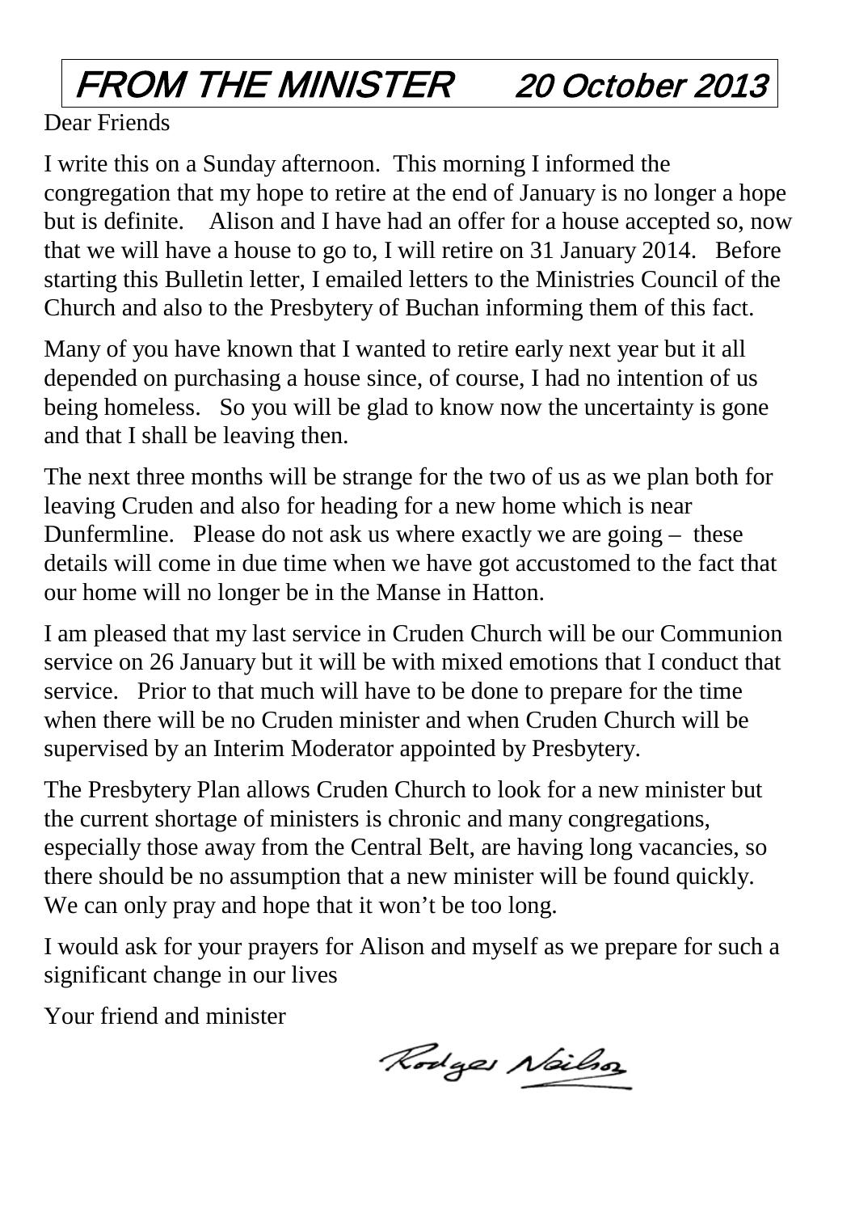# FROM THE MINISTER 20 October 2013

Dear Friends

I write this on a Sunday afternoon. This morning I informed the congregation that my hope to retire at the end of January is no longer a hope but is definite. Alison and I have had an offer for a house accepted so, now that we will have a house to go to, I will retire on 31 January 2014. Before starting this Bulletin letter, I emailed letters to the Ministries Council of the Church and also to the Presbytery of Buchan informing them of this fact.

Many of you have known that I wanted to retire early next year but it all depended on purchasing a house since, of course, I had no intention of us being homeless. So you will be glad to know now the uncertainty is gone and that I shall be leaving then.

The next three months will be strange for the two of us as we plan both for leaving Cruden and also for heading for a new home which is near Dunfermline. Please do not ask us where exactly we are going – these details will come in due time when we have got accustomed to the fact that our home will no longer be in the Manse in Hatton.

I am pleased that my last service in Cruden Church will be our Communion service on 26 January but it will be with mixed emotions that I conduct that service. Prior to that much will have to be done to prepare for the time when there will be no Cruden minister and when Cruden Church will be supervised by an Interim Moderator appointed by Presbytery.

The Presbytery Plan allows Cruden Church to look for a new minister but the current shortage of ministers is chronic and many congregations, especially those away from the Central Belt, are having long vacancies, so there should be no assumption that a new minister will be found quickly. We can only pray and hope that it won't be too long.

I would ask for your prayers for Alison and myself as we prepare for such a significant change in our lives

Your friend and minister

Rodger Neilson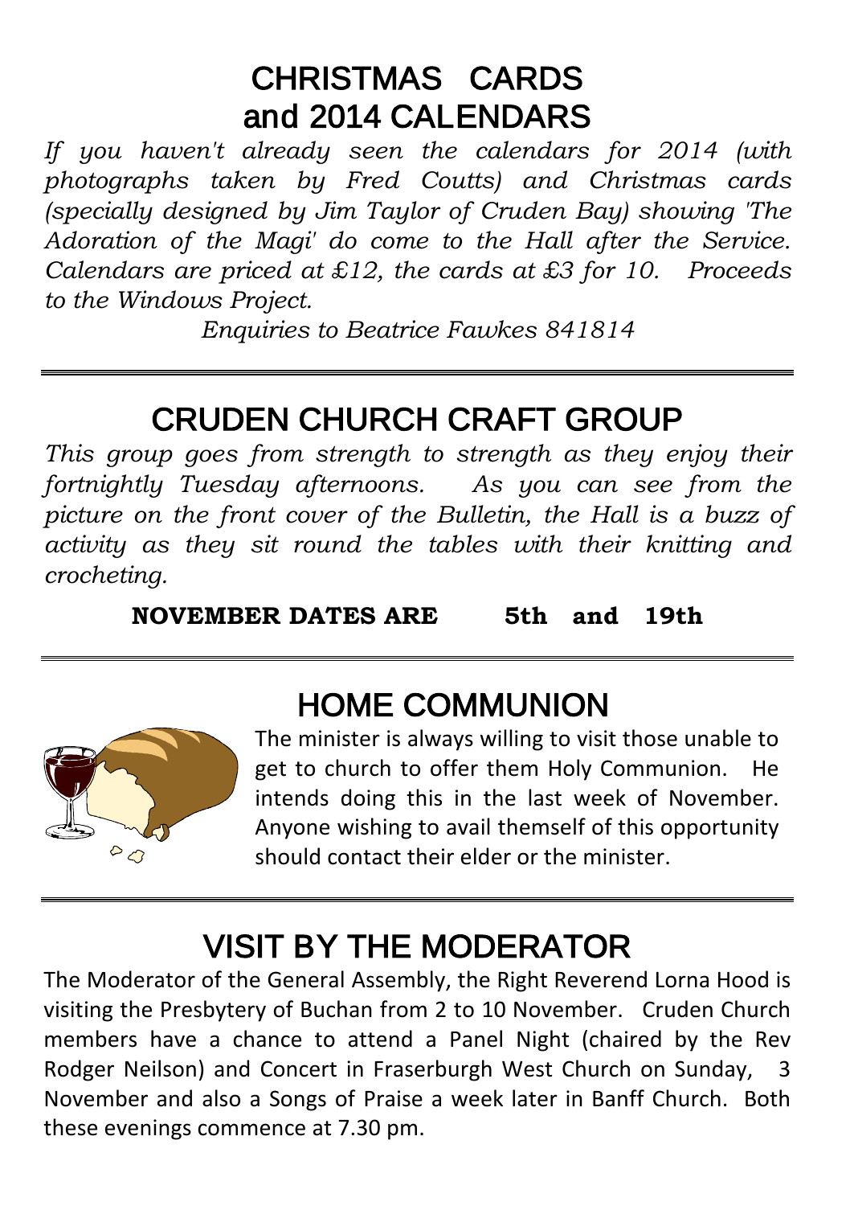# CHRISTMAS CARDS and 2014 CALENDARS

*If you haven't already seen the calendars for 2014 (with photographs taken by Fred Coutts) and Christmas cards (specially designed by Jim Taylor of Cruden Bay) showing 'The Adoration of the Magi' do come to the Hall after the Service. Calendars are priced at £12, the cards at £3 for 10. Proceeds to the Windows Project.*

*Enquiries to Beatrice Fawkes 841814*

---

# CRUDEN CHURCH CRAFT GROUP

*This group goes from strength to strength as they enjoy their fortnightly Tuesday afternoons. As you can see from the picture on the front cover of the Bulletin, the Hall is a buzz of activity as they sit round the tables with their knitting and crocheting.*

**NOVEMBER DATES ARE 5th and 19th**

---

# HOME COMMUNION

The minister is always willing to visit those unable to get to church to offer them Holy Communion. He intends doing this in the last week of November. Anyone wishing to avail themself of this opportunity should contact their elder or the minister.

---

# VISIT BY THE MODERATOR

The Moderator of the General Assembly, the Right Reverend Lorna Hood is visiting the Presbytery of Buchan from 2 to 10 November. Cruden Church members have a chance to attend a Panel Night (chaired by the Rev Rodger Neilson) and Concert in Fraserburgh West Church on Sunday, 3 November and also a Songs of Praise a week later in Banff Church. Both these evenings commence at 7.30 pm.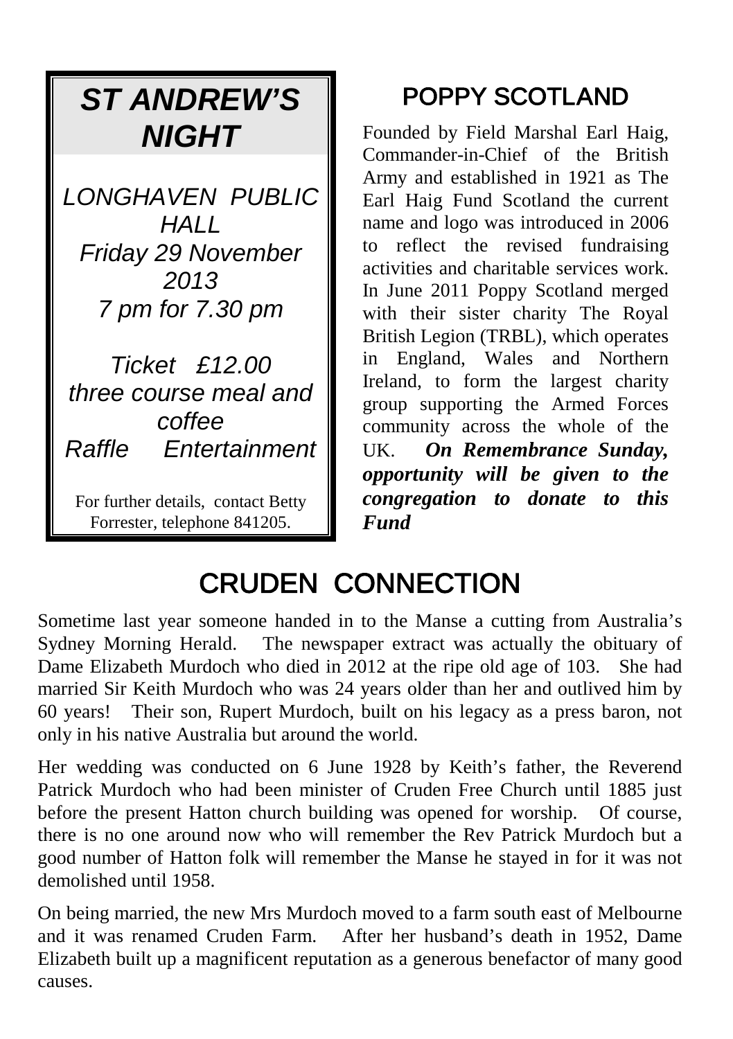## *ST ANDREW'S NIGHT*

*LONGHAVEN PUBLIC HALL*
*Friday 29 November 2013*
*7 pm for 7.30 pm*

*Ticket £12.00*
*three course meal and coffee*
*Raffle Entertainment*

For further details, contact Betty Forrester, telephone 841205.

## POPPY SCOTLAND

Founded by Field Marshal Earl Haig, Commander-in-Chief of the British Army and established in 1921 as The Earl Haig Fund Scotland the current name and logo was introduced in 2006 to reflect the revised fundraising activities and charitable services work. In June 2011 Poppy Scotland merged with their sister charity The Royal British Legion (TRBL), which operates in England, Wales and Northern Ireland, to form the largest charity group supporting the Armed Forces community across the whole of the UK. ***On Remembrance Sunday, opportunity will be given to the congregation to donate to this Fund***

## CRUDEN CONNECTION

Sometime last year someone handed in to the Manse a cutting from Australia's Sydney Morning Herald. The newspaper extract was actually the obituary of Dame Elizabeth Murdoch who died in 2012 at the ripe old age of 103. She had married Sir Keith Murdoch who was 24 years older than her and outlived him by 60 years! Their son, Rupert Murdoch, built on his legacy as a press baron, not only in his native Australia but around the world.

Her wedding was conducted on 6 June 1928 by Keith's father, the Reverend Patrick Murdoch who had been minister of Cruden Free Church until 1885 just before the present Hatton church building was opened for worship. Of course, there is no one around now who will remember the Rev Patrick Murdoch but a good number of Hatton folk will remember the Manse he stayed in for it was not demolished until 1958.

On being married, the new Mrs Murdoch moved to a farm south east of Melbourne and it was renamed Cruden Farm. After her husband's death in 1952, Dame Elizabeth built up a magnificent reputation as a generous benefactor of many good causes.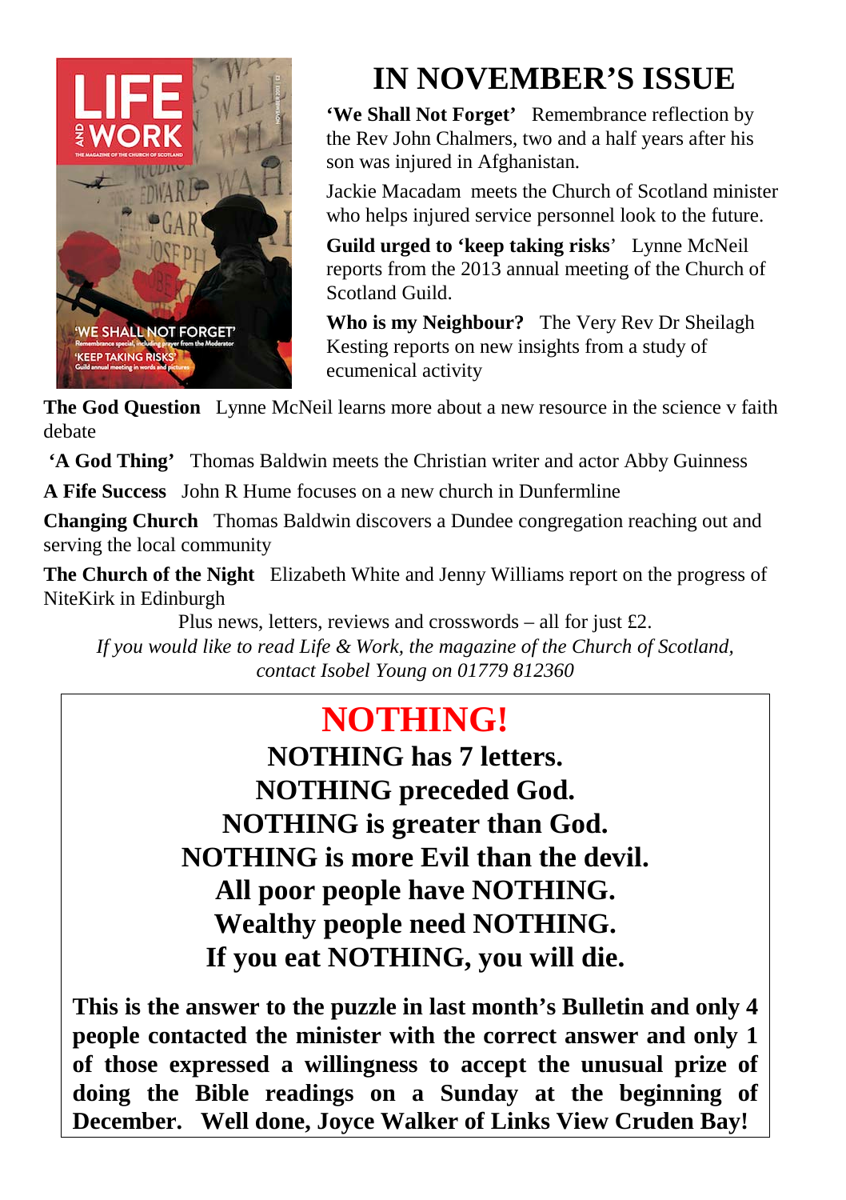# IN NOVEMBER'S ISSUE

**'We Shall Not Forget'** Remembrance reflection by the Rev John Chalmers, two and a half years after his son was injured in Afghanistan.

Jackie Macadam meets the Church of Scotland minister who helps injured service personnel look to the future.

**Guild urged to 'keep taking risks'** Lynne McNeil reports from the 2013 annual meeting of the Church of Scotland Guild.

**Who is my Neighbour?** The Very Rev Dr Sheilagh Kesting reports on new insights from a study of ecumenical activity

**The God Question** Lynne McNeil learns more about a new resource in the science v faith debate

**'A God Thing'** Thomas Baldwin meets the Christian writer and actor Abby Guinness

**A Fife Success** John R Hume focuses on a new church in Dunfermline

**Changing Church** Thomas Baldwin discovers a Dundee congregation reaching out and serving the local community

**The Church of the Night** Elizabeth White and Jenny Williams report on the progress of NiteKirk in Edinburgh

Plus news, letters, reviews and crosswords – all for just £2.

*If you would like to read Life & Work, the magazine of the Church of Scotland, contact Isobel Young on 01779 812360*

# NOTHING!

**NOTHING has 7 letters.**
**NOTHING preceded God.**
**NOTHING is greater than God.**
**NOTHING is more Evil than the devil.**
**All poor people have NOTHING.**
**Wealthy people need NOTHING.**
**If you eat NOTHING, you will die.**

**This is the answer to the puzzle in last month's Bulletin and only 4 people contacted the minister with the correct answer and only 1 of those expressed a willingness to accept the unusual prize of doing the Bible readings on a Sunday at the beginning of December. Well done, Joyce Walker of Links View Cruden Bay!**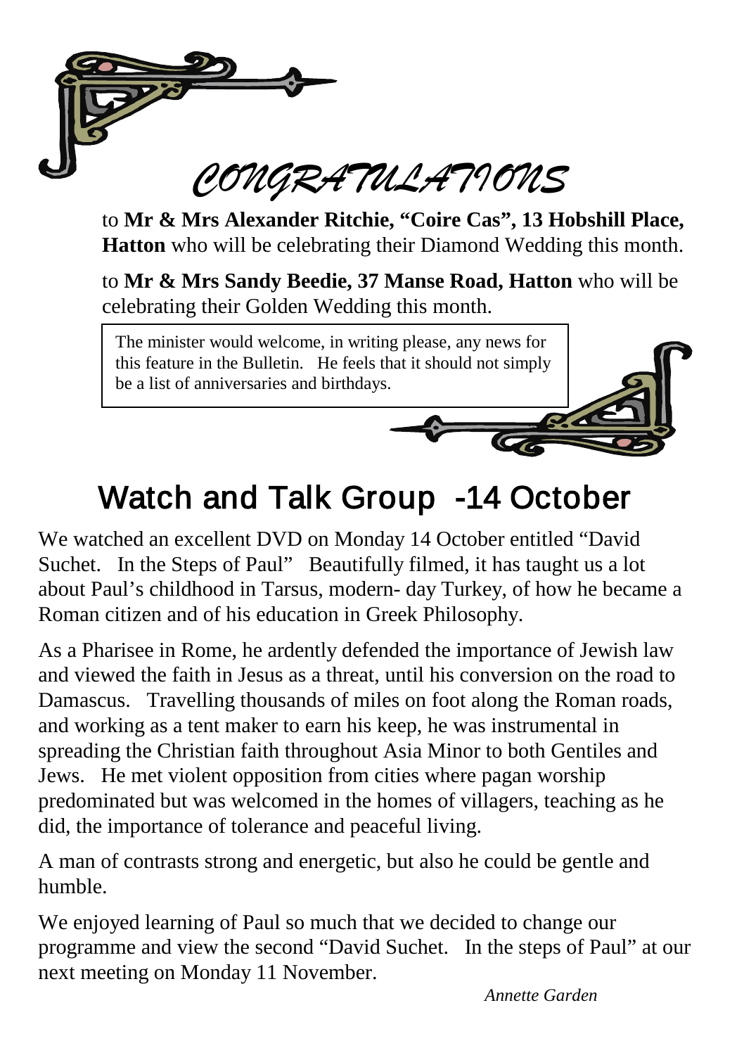# CONGRATULATIONS

to **Mr & Mrs Alexander Ritchie, "Coire Cas", 13 Hobshill Place, Hatton** who will be celebrating their Diamond Wedding this month.

to **Mr & Mrs Sandy Beedie, 37 Manse Road, Hatton** who will be celebrating their Golden Wedding this month.

> The minister would welcome, in writing please, any news for this feature in the Bulletin. He feels that it should not simply be a list of anniversaries and birthdays.

## Watch and Talk Group -14 October

We watched an excellent DVD on Monday 14 October entitled "David Suchet. In the Steps of Paul" Beautifully filmed, it has taught us a lot about Paul's childhood in Tarsus, modern- day Turkey, of how he became a Roman citizen and of his education in Greek Philosophy.

As a Pharisee in Rome, he ardently defended the importance of Jewish law and viewed the faith in Jesus as a threat, until his conversion on the road to Damascus. Travelling thousands of miles on foot along the Roman roads, and working as a tent maker to earn his keep, he was instrumental in spreading the Christian faith throughout Asia Minor to both Gentiles and Jews. He met violent opposition from cities where pagan worship predominated but was welcomed in the homes of villagers, teaching as he did, the importance of tolerance and peaceful living.

A man of contrasts strong and energetic, but also he could be gentle and humble.

We enjoyed learning of Paul so much that we decided to change our programme and view the second "David Suchet. In the steps of Paul" at our next meeting on Monday 11 November.

*Annette Garden*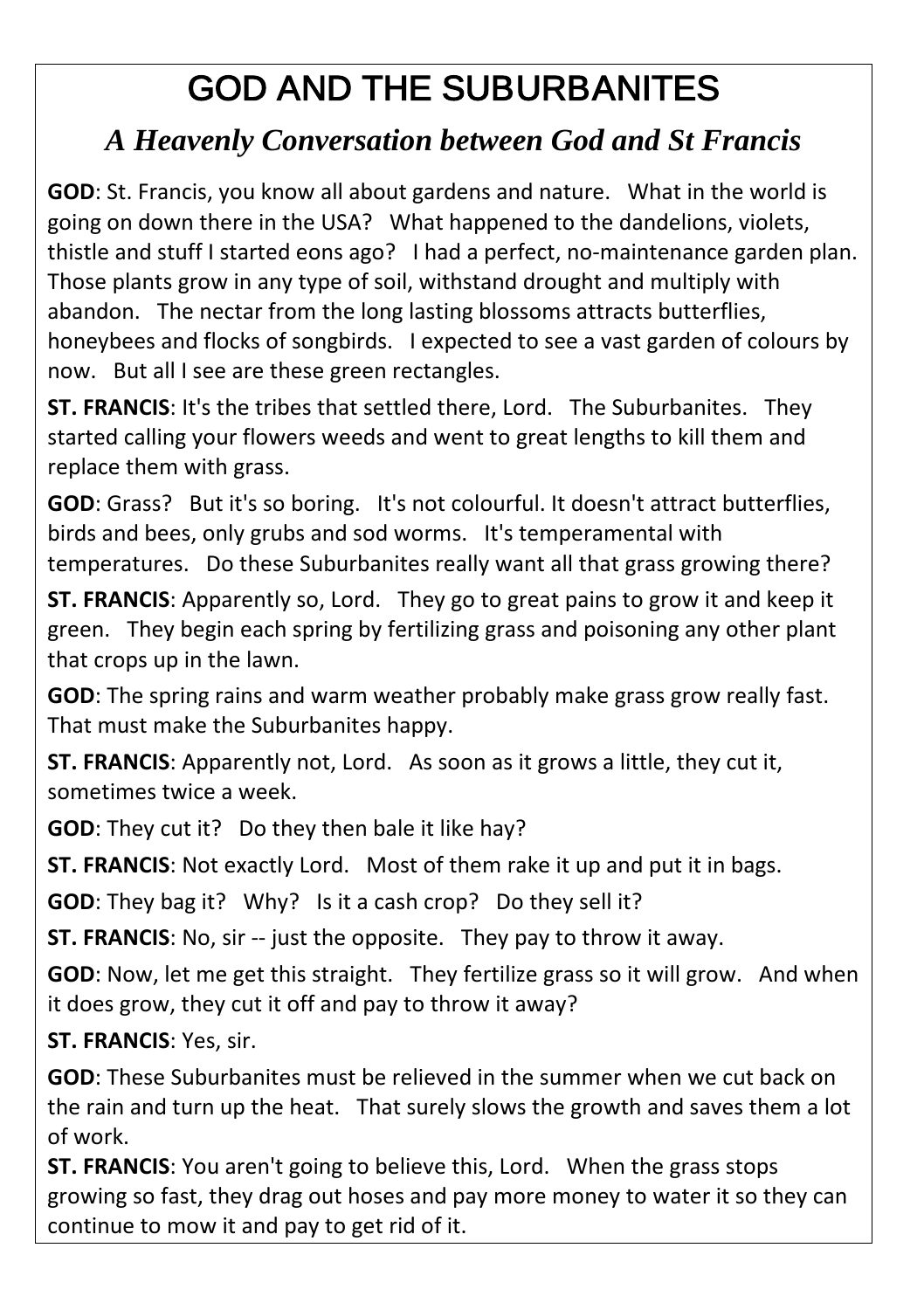# GOD AND THE SUBURBANITES

## *A Heavenly Conversation between God and St Francis*

**GOD**: St. Francis, you know all about gardens and nature. What in the world is going on down there in the USA? What happened to the dandelions, violets, thistle and stuff I started eons ago? I had a perfect, no-maintenance garden plan. Those plants grow in any type of soil, withstand drought and multiply with abandon. The nectar from the long lasting blossoms attracts butterflies, honeybees and flocks of songbirds. I expected to see a vast garden of colours by now. But all I see are these green rectangles.

**ST. FRANCIS**: It's the tribes that settled there, Lord. The Suburbanites. They started calling your flowers weeds and went to great lengths to kill them and replace them with grass.

**GOD**: Grass? But it's so boring. It's not colourful. It doesn't attract butterflies, birds and bees, only grubs and sod worms. It's temperamental with temperatures. Do these Suburbanites really want all that grass growing there?

**ST. FRANCIS**: Apparently so, Lord. They go to great pains to grow it and keep it green. They begin each spring by fertilizing grass and poisoning any other plant that crops up in the lawn.

**GOD**: The spring rains and warm weather probably make grass grow really fast. That must make the Suburbanites happy.

**ST. FRANCIS**: Apparently not, Lord. As soon as it grows a little, they cut it, sometimes twice a week.

**GOD**: They cut it? Do they then bale it like hay?

**ST. FRANCIS**: Not exactly Lord. Most of them rake it up and put it in bags.

**GOD**: They bag it? Why? Is it a cash crop? Do they sell it?

**ST. FRANCIS**: No, sir -- just the opposite. They pay to throw it away.

**GOD**: Now, let me get this straight. They fertilize grass so it will grow. And when it does grow, they cut it off and pay to throw it away?

**ST. FRANCIS**: Yes, sir.

**GOD**: These Suburbanites must be relieved in the summer when we cut back on the rain and turn up the heat. That surely slows the growth and saves them a lot of work.

**ST. FRANCIS**: You aren't going to believe this, Lord. When the grass stops growing so fast, they drag out hoses and pay more money to water it so they can continue to mow it and pay to get rid of it.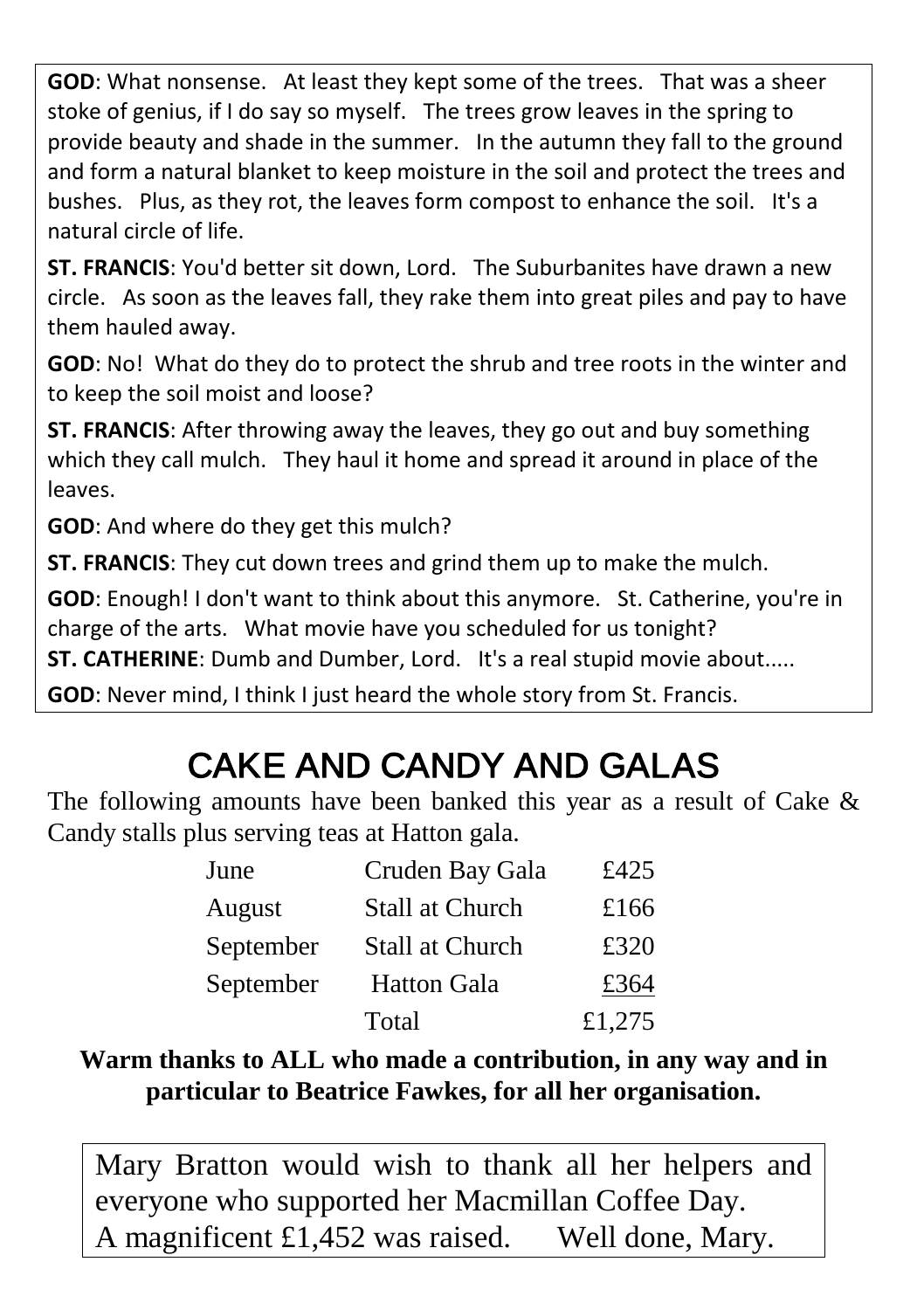**GOD**: What nonsense. At least they kept some of the trees. That was a sheer stoke of genius, if I do say so myself. The trees grow leaves in the spring to provide beauty and shade in the summer. In the autumn they fall to the ground and form a natural blanket to keep moisture in the soil and protect the trees and bushes. Plus, as they rot, the leaves form compost to enhance the soil. It's a natural circle of life.

**ST. FRANCIS**: You'd better sit down, Lord. The Suburbanites have drawn a new circle. As soon as the leaves fall, they rake them into great piles and pay to have them hauled away.

**GOD**: No! What do they do to protect the shrub and tree roots in the winter and to keep the soil moist and loose?

**ST. FRANCIS**: After throwing away the leaves, they go out and buy something which they call mulch. They haul it home and spread it around in place of the leaves.

**GOD**: And where do they get this mulch?

**ST. FRANCIS**: They cut down trees and grind them up to make the mulch.

**GOD**: Enough! I don't want to think about this anymore. St. Catherine, you're in charge of the arts. What movie have you scheduled for us tonight?

**ST. CATHERINE**: Dumb and Dumber, Lord. It's a real stupid movie about.....

**GOD**: Never mind, I think I just heard the whole story from St. Francis.

# CAKE AND CANDY AND GALAS

The following amounts have been banked this year as a result of Cake & Candy stalls plus serving teas at Hatton gala.

| | | |
|---|---|---|
| June | Cruden Bay Gala | £425 |
| August | Stall at Church | £166 |
| September | Stall at Church | £320 |
| September | Hatton Gala | £364 |
| | Total | £1,275 |

**Warm thanks to ALL who made a contribution, in any way and in particular to Beatrice Fawkes, for all her organisation.**

Mary Bratton would wish to thank all her helpers and everyone who supported her Macmillan Coffee Day.
A magnificent £1,452 was raised. Well done, Mary.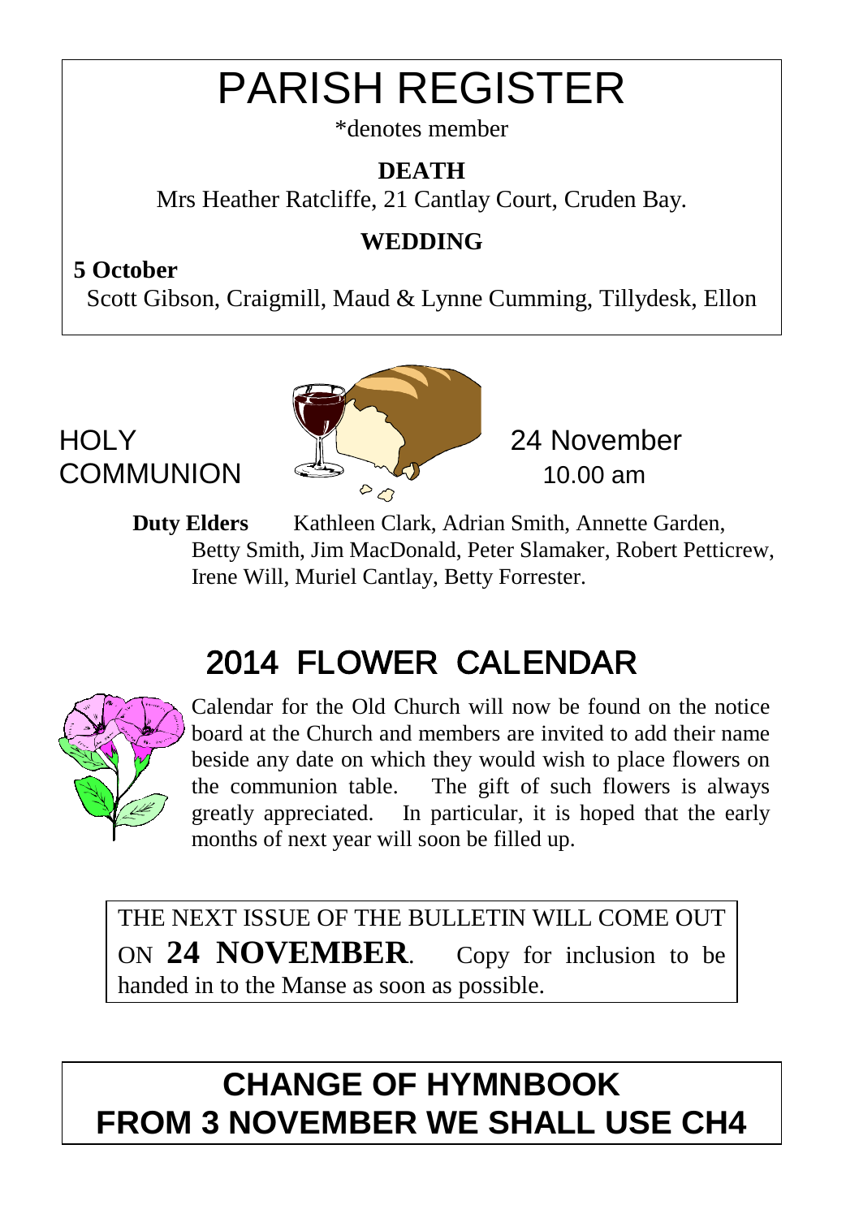# PARISH REGISTER

*denotes member

**DEATH**

Mrs Heather Ratcliffe, 21 Cantlay Court, Cruden Bay.

**WEDDING**

**5 October**

Scott Gibson, Craigmill, Maud & Lynne Cumming, Tillydesk, Ellon

## HOLY COMMUNION

24 November
10.00 am

**Duty Elders** Kathleen Clark, Adrian Smith, Annette Garden, Betty Smith, Jim MacDonald, Peter Slamaker, Robert Petticrew, Irene Will, Muriel Cantlay, Betty Forrester.

## 2014 FLOWER CALENDAR

Calendar for the Old Church will now be found on the notice board at the Church and members are invited to add their name beside any date on which they would wish to place flowers on the communion table. The gift of such flowers is always greatly appreciated. In particular, it is hoped that the early months of next year will soon be filled up.

THE NEXT ISSUE OF THE BULLETIN WILL COME OUT ON **24 NOVEMBER**. Copy for inclusion to be handed in to the Manse as soon as possible.

## CHANGE OF HYMNBOOK FROM 3 NOVEMBER WE SHALL USE CH4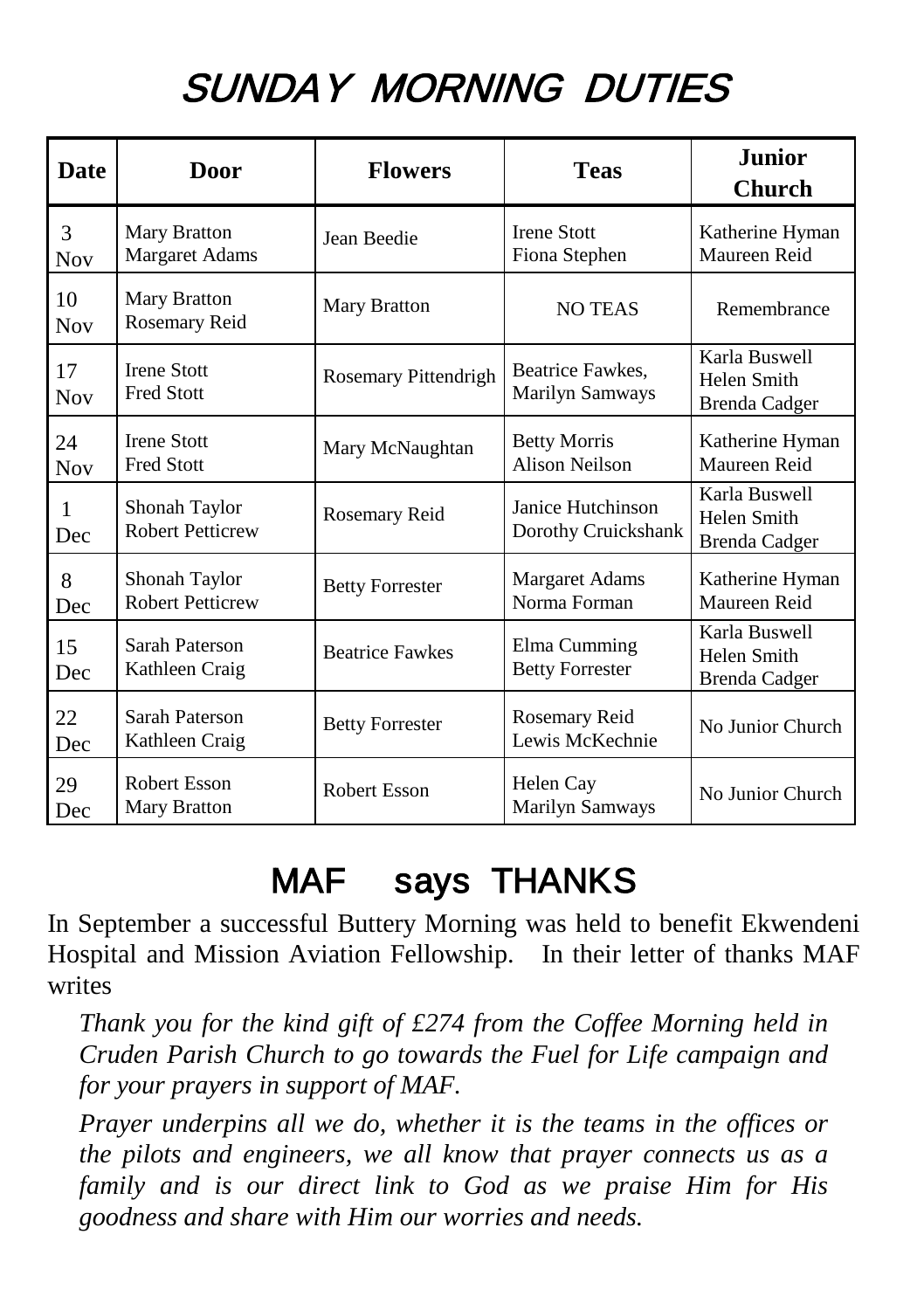# SUNDAY MORNING DUTIES

| Date | Door | Flowers | Teas | Junior Church |
|---|---|---|---|---|
| 3 Nov | Mary Bratton<br>Margaret Adams | Jean Beedie | Irene Stott<br>Fiona Stephen | Katherine Hyman<br>Maureen Reid |
| 10 Nov | Mary Bratton<br>Rosemary Reid | Mary Bratton | NO TEAS | Remembrance |
| 17 Nov | Irene Stott<br>Fred Stott | Rosemary Pittendrigh | Beatrice Fawkes,<br>Marilyn Samways | Karla Buswell<br>Helen Smith<br>Brenda Cadger |
| 24 Nov | Irene Stott<br>Fred Stott | Mary McNaughtan | Betty Morris<br>Alison Neilson | Katherine Hyman<br>Maureen Reid |
| 1 Dec | Shonah Taylor<br>Robert Petticrew | Rosemary Reid | Janice Hutchinson<br>Dorothy Cruickshank | Karla Buswell<br>Helen Smith<br>Brenda Cadger |
| 8 Dec | Shonah Taylor<br>Robert Petticrew | Betty Forrester | Margaret Adams<br>Norma Forman | Katherine Hyman<br>Maureen Reid |
| 15 Dec | Sarah Paterson<br>Kathleen Craig | Beatrice Fawkes | Elma Cumming<br>Betty Forrester | Karla Buswell<br>Helen Smith<br>Brenda Cadger |
| 22 Dec | Sarah Paterson<br>Kathleen Craig | Betty Forrester | Rosemary Reid<br>Lewis McKechnie | No Junior Church |
| 29 Dec | Robert Esson<br>Mary Bratton | Robert Esson | Helen Cay<br>Marilyn Samways | No Junior Church |

## MAF says THANKS

In September a successful Buttery Morning was held to benefit Ekwendeni Hospital and Mission Aviation Fellowship. In their letter of thanks MAF writes

*Thank you for the kind gift of £274 from the Coffee Morning held in Cruden Parish Church to go towards the Fuel for Life campaign and for your prayers in support of MAF.*

*Prayer underpins all we do, whether it is the teams in the offices or the pilots and engineers, we all know that prayer connects us as a family and is our direct link to God as we praise Him for His goodness and share with Him our worries and needs.*